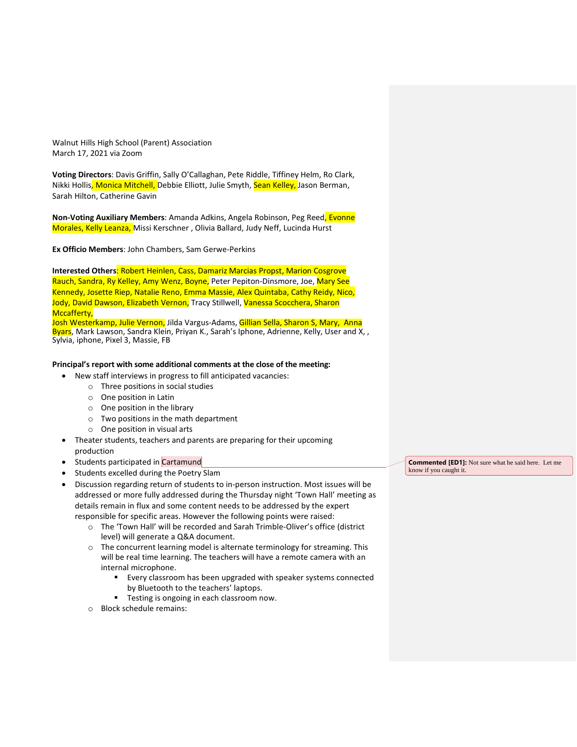Walnut Hills High School (Parent) Association
March 17, 2021 via Zoom

**Voting Directors**: Davis Griffin, Sally O'Callaghan, Pete Riddle, Tiffiney Helm, Ro Clark, Nikki Hollis, Monica Mitchell, Debbie Elliott, Julie Smyth, Sean Kelley, Jason Berman, Sarah Hilton, Catherine Gavin

**Non-Voting Auxiliary Members**: Amanda Adkins, Angela Robinson, Peg Reed, Evonne Morales, Kelly Leanza, Missi Kerschner , Olivia Ballard, Judy Neff, Lucinda Hurst

**Ex Officio Members**: John Chambers, Sam Gerwe-Perkins

**Interested Others**: Robert Heinlen, Cass, Damariz Marcias Propst, Marion Cosgrove Rauch, Sandra, Ry Kelley, Amy Wenz, Boyne, Peter Pepiton-Dinsmore, Joe, Mary See Kennedy, Josette Riep, Natalie Reno, Emma Massie, Alex Quintaba, Cathy Reidy, Nico, Jody, David Dawson, Elizabeth Vernon, Tracy Stillwell, Vanessa Scocchera, Sharon Mccafferty,
Josh Westerkamp, Julie Vernon, Jilda Vargus-Adams, Gillian Sella, Sharon S, Mary, Anna Byars, Mark Lawson, Sandra Klein, Priyan K., Sarah's Iphone, Adrienne, Kelly, User and X, , Sylvia, iphone, Pixel 3, Massie, FB

**Principal's report with some additional comments at the close of the meeting:**

- New staff interviews in progress to fill anticipated vacancies:
  - Three positions in social studies
  - One position in Latin
  - One position in the library
  - Two positions in the math department
  - One position in visual arts
- Theater students, teachers and parents are preparing for their upcoming production
- Students participated in Cartamund
- Students excelled during the Poetry Slam
- Discussion regarding return of students to in-person instruction. Most issues will be addressed or more fully addressed during the Thursday night 'Town Hall' meeting as details remain in flux and some content needs to be addressed by the expert responsible for specific areas. However the following points were raised:
  - The 'Town Hall' will be recorded and Sarah Trimble-Oliver's office (district level) will generate a Q&A document.
  - The concurrent learning model is alternate terminology for streaming. This will be real time learning. The teachers will have a remote camera with an internal microphone.
    - Every classroom has been upgraded with speaker systems connected by Bluetooth to the teachers' laptops.
    - Testing is ongoing in each classroom now.
  - Block schedule remains:

**Commented [ED1]:** Not sure what he said here. Let me know if you caught it.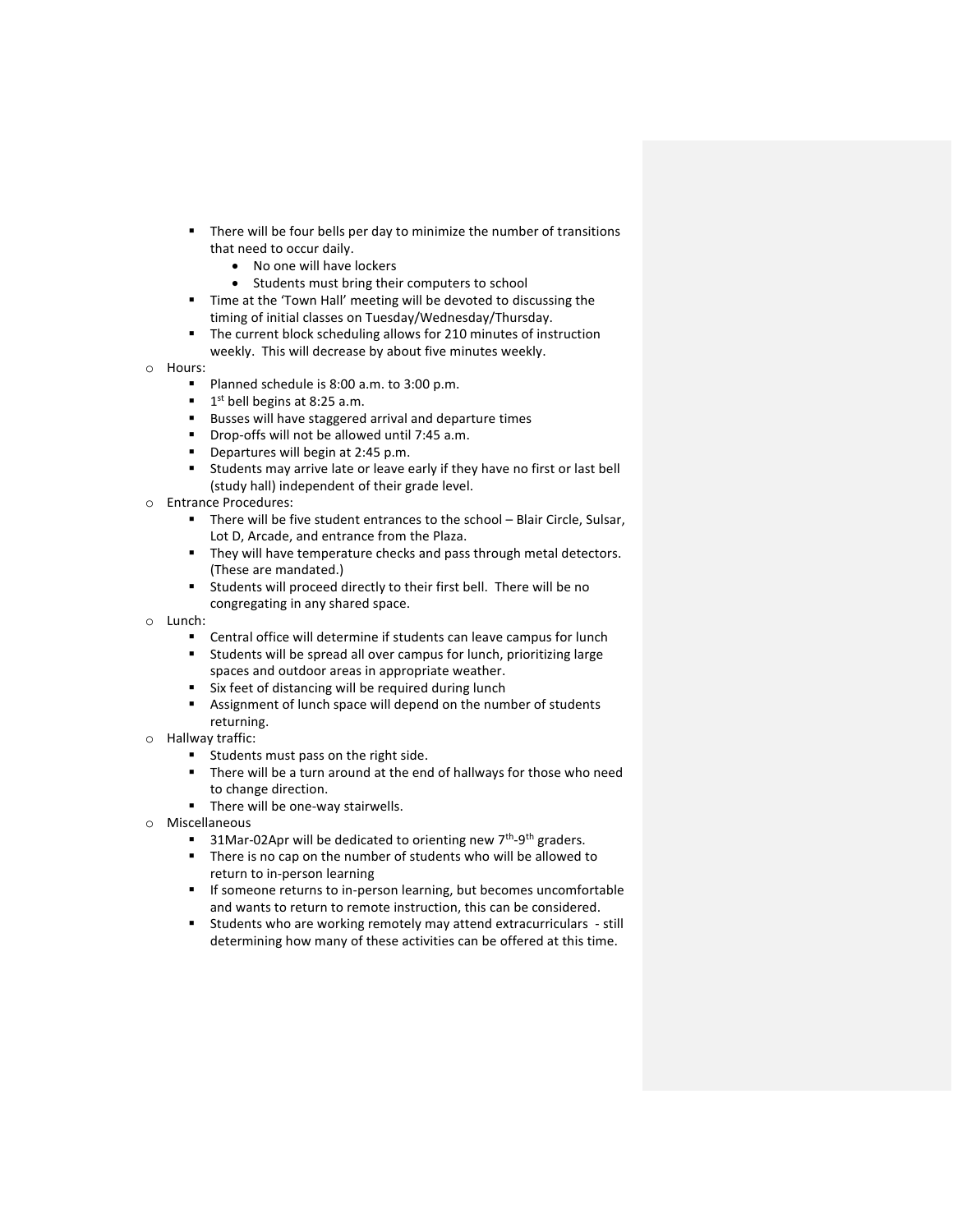- There will be four bells per day to minimize the number of transitions that need to occur daily.
    - No one will have lockers
    - Students must bring their computers to school
  - Time at the 'Town Hall' meeting will be devoted to discussing the timing of initial classes on Tuesday/Wednesday/Thursday.
  - The current block scheduling allows for 210 minutes of instruction weekly. This will decrease by about five minutes weekly.
- Hours:
  - Planned schedule is 8:00 a.m. to 3:00 p.m.
  - 1st bell begins at 8:25 a.m.
  - Busses will have staggered arrival and departure times
  - Drop-offs will not be allowed until 7:45 a.m.
  - Departures will begin at 2:45 p.m.
  - Students may arrive late or leave early if they have no first or last bell (study hall) independent of their grade level.
- Entrance Procedures:
  - There will be five student entrances to the school – Blair Circle, Sulsar, Lot D, Arcade, and entrance from the Plaza.
  - They will have temperature checks and pass through metal detectors. (These are mandated.)
  - Students will proceed directly to their first bell. There will be no congregating in any shared space.
- Lunch:
  - Central office will determine if students can leave campus for lunch
  - Students will be spread all over campus for lunch, prioritizing large spaces and outdoor areas in appropriate weather.
  - Six feet of distancing will be required during lunch
  - Assignment of lunch space will depend on the number of students returning.
- Hallway traffic:
  - Students must pass on the right side.
  - There will be a turn around at the end of hallways for those who need to change direction.
  - There will be one-way stairwells.
- Miscellaneous
  - 31Mar-02Apr will be dedicated to orienting new 7th-9th graders.
  - There is no cap on the number of students who will be allowed to return to in-person learning
  - If someone returns to in-person learning, but becomes uncomfortable and wants to return to remote instruction, this can be considered.
  - Students who are working remotely may attend extracurriculars - still determining how many of these activities can be offered at this time.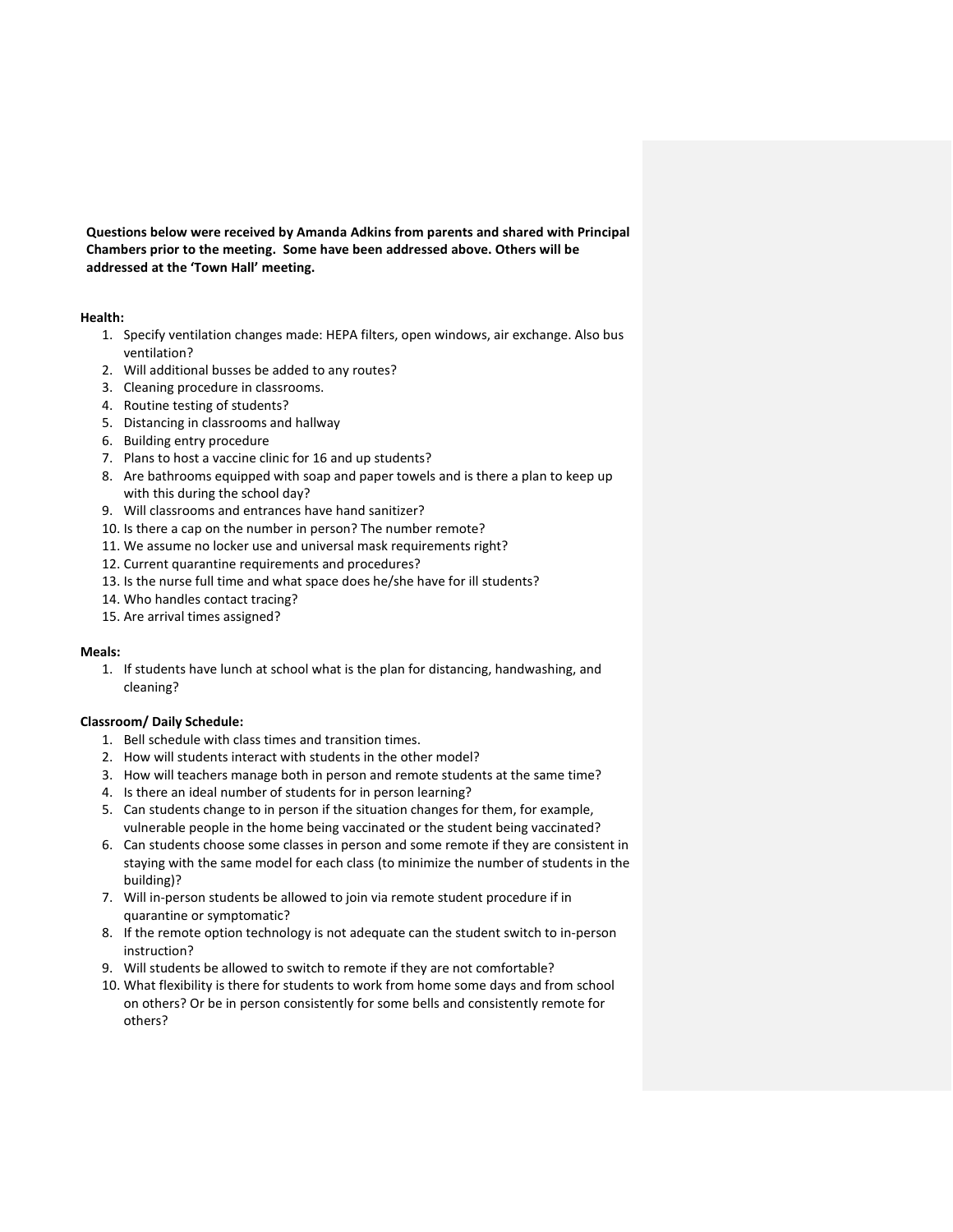**Questions below were received by Amanda Adkins from parents and shared with Principal Chambers prior to the meeting. Some have been addressed above. Others will be addressed at the 'Town Hall' meeting.**

**Health:**

1. Specify ventilation changes made: HEPA filters, open windows, air exchange. Also bus ventilation?
2. Will additional busses be added to any routes?
3. Cleaning procedure in classrooms.
4. Routine testing of students?
5. Distancing in classrooms and hallway
6. Building entry procedure
7. Plans to host a vaccine clinic for 16 and up students?
8. Are bathrooms equipped with soap and paper towels and is there a plan to keep up with this during the school day?
9. Will classrooms and entrances have hand sanitizer?
10. Is there a cap on the number in person? The number remote?
11. We assume no locker use and universal mask requirements right?
12. Current quarantine requirements and procedures?
13. Is the nurse full time and what space does he/she have for ill students?
14. Who handles contact tracing?
15. Are arrival times assigned?

**Meals:**

1. If students have lunch at school what is the plan for distancing, handwashing, and cleaning?

**Classroom/ Daily Schedule:**

1. Bell schedule with class times and transition times.
2. How will students interact with students in the other model?
3. How will teachers manage both in person and remote students at the same time?
4. Is there an ideal number of students for in person learning?
5. Can students change to in person if the situation changes for them, for example, vulnerable people in the home being vaccinated or the student being vaccinated?
6. Can students choose some classes in person and some remote if they are consistent in staying with the same model for each class (to minimize the number of students in the building)?
7. Will in-person students be allowed to join via remote student procedure if in quarantine or symptomatic?
8. If the remote option technology is not adequate can the student switch to in-person instruction?
9. Will students be allowed to switch to remote if they are not comfortable?
10. What flexibility is there for students to work from home some days and from school on others? Or be in person consistently for some bells and consistently remote for others?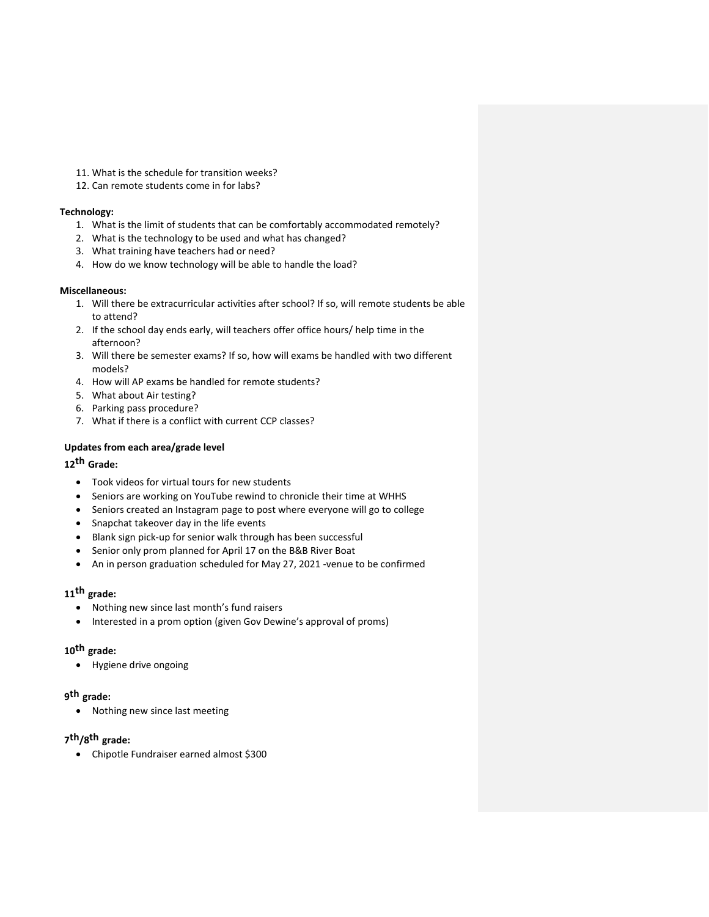11. What is the schedule for transition weeks?
12. Can remote students come in for labs?

**Technology:**

1. What is the limit of students that can be comfortably accommodated remotely?
2. What is the technology to be used and what has changed?
3. What training have teachers had or need?
4. How do we know technology will be able to handle the load?

**Miscellaneous:**

1. Will there be extracurricular activities after school? If so, will remote students be able to attend?
2. If the school day ends early, will teachers offer office hours/ help time in the afternoon?
3. Will there be semester exams? If so, how will exams be handled with two different models?
4. How will AP exams be handled for remote students?
5. What about Air testing?
6. Parking pass procedure?
7. What if there is a conflict with current CCP classes?

**Updates from each area/grade level**

**12th Grade:**

- Took videos for virtual tours for new students
- Seniors are working on YouTube rewind to chronicle their time at WHHS
- Seniors created an Instagram page to post where everyone will go to college
- Snapchat takeover day in the life events
- Blank sign pick-up for senior walk through has been successful
- Senior only prom planned for April 17 on the B&B River Boat
- An in person graduation scheduled for May 27, 2021 -venue to be confirmed

**11th grade:**

- Nothing new since last month's fund raisers
- Interested in a prom option (given Gov Dewine's approval of proms)

**10th grade:**

- Hygiene drive ongoing

**9th grade:**

- Nothing new since last meeting

**7th/8th grade:**

- Chipotle Fundraiser earned almost $300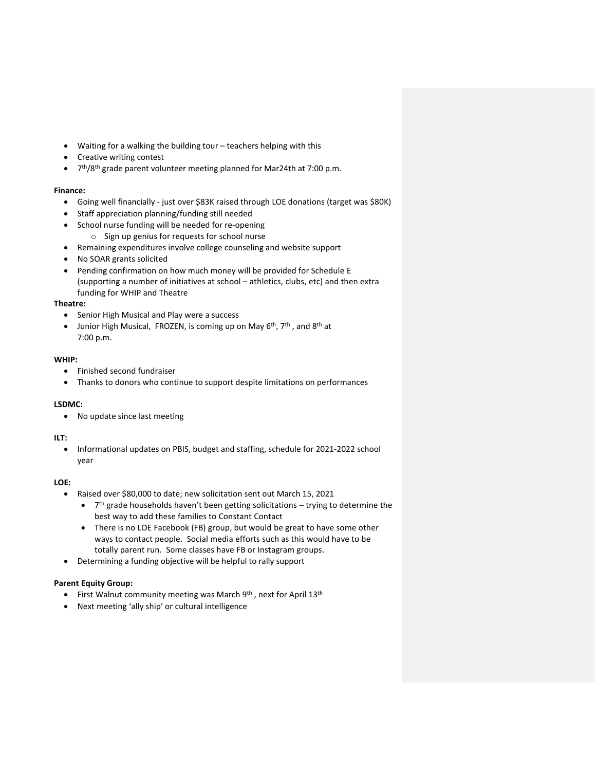- Waiting for a walking the building tour – teachers helping with this
- Creative writing contest
- 7th/8th grade parent volunteer meeting planned for Mar24th at 7:00 p.m.

**Finance:**

- Going well financially - just over $83K raised through LOE donations (target was $80K)
- Staff appreciation planning/funding still needed
- School nurse funding will be needed for re-opening
    - Sign up genius for requests for school nurse
- Remaining expenditures involve college counseling and website support
- No SOAR grants solicited
- Pending confirmation on how much money will be provided for Schedule E (supporting a number of initiatives at school – athletics, clubs, etc) and then extra funding for WHIP and Theatre

**Theatre:**

- Senior High Musical and Play were a success
- Junior High Musical, FROZEN, is coming up on May 6th, 7th, and 8th at 7:00 p.m.

**WHIP:**

- Finished second fundraiser
- Thanks to donors who continue to support despite limitations on performances

**LSDMC:**

- No update since last meeting

**ILT:**

- Informational updates on PBIS, budget and staffing, schedule for 2021-2022 school year

**LOE:**

- Raised over $80,000 to date; new solicitation sent out March 15, 2021
    - 7th grade households haven't been getting solicitations – trying to determine the best way to add these families to Constant Contact
    - There is no LOE Facebook (FB) group, but would be great to have some other ways to contact people. Social media efforts such as this would have to be totally parent run. Some classes have FB or Instagram groups.
- Determining a funding objective will be helpful to rally support

**Parent Equity Group:**

- First Walnut community meeting was March 9th, next for April 13th
- Next meeting 'ally ship' or cultural intelligence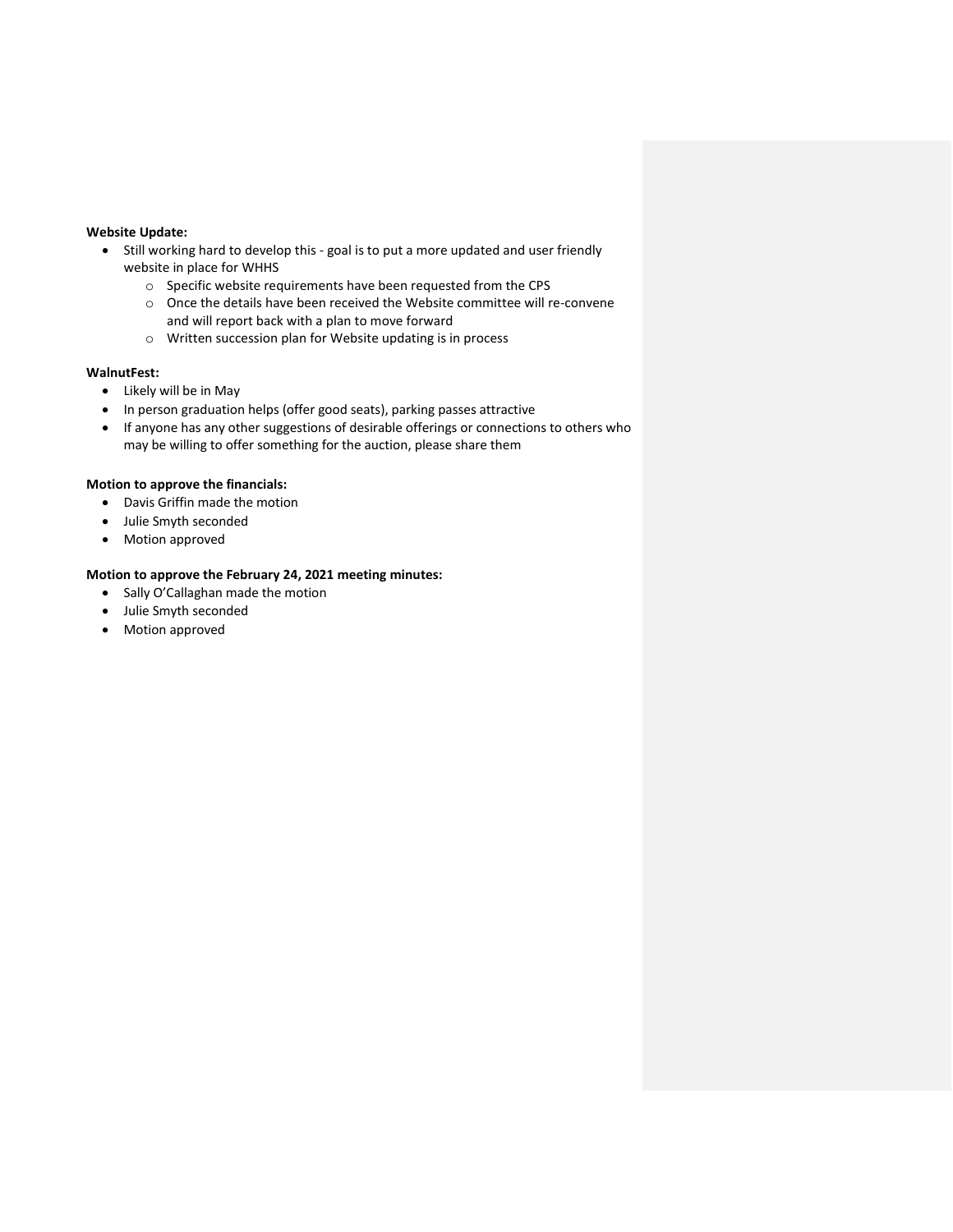**Website Update:**

- Still working hard to develop this - goal is to put a more updated and user friendly website in place for WHHS
  - Specific website requirements have been requested from the CPS
  - Once the details have been received the Website committee will re-convene and will report back with a plan to move forward
  - Written succession plan for Website updating is in process

**WalnutFest:**

- Likely will be in May
- In person graduation helps (offer good seats), parking passes attractive
- If anyone has any other suggestions of desirable offerings or connections to others who may be willing to offer something for the auction, please share them

**Motion to approve the financials:**

- Davis Griffin made the motion
- Julie Smyth seconded
- Motion approved

**Motion to approve the February 24, 2021 meeting minutes:**

- Sally O'Callaghan made the motion
- Julie Smyth seconded
- Motion approved